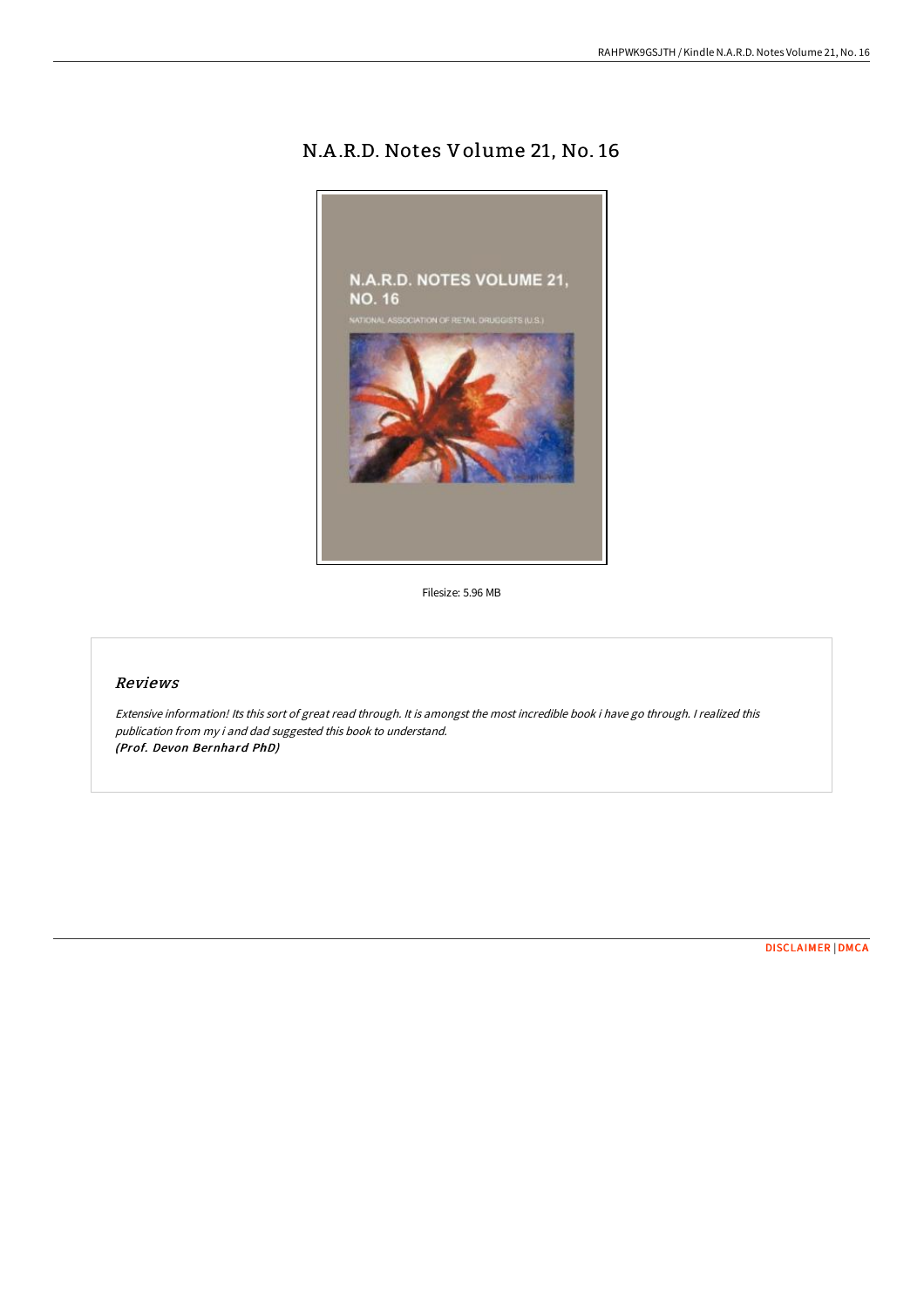# N.A.R.D. Notes Volume 21, No. 16

Filesize: 5.96 MB

## *Reviews*

*Extensive information! Its this sort of great read through. It is amongst the most incredible book i have go through. I realized this publication from my i and dad suggested this book to understand.*
***(Prof. Devon Bernhard PhD)***

DISCLAIMER | DMCA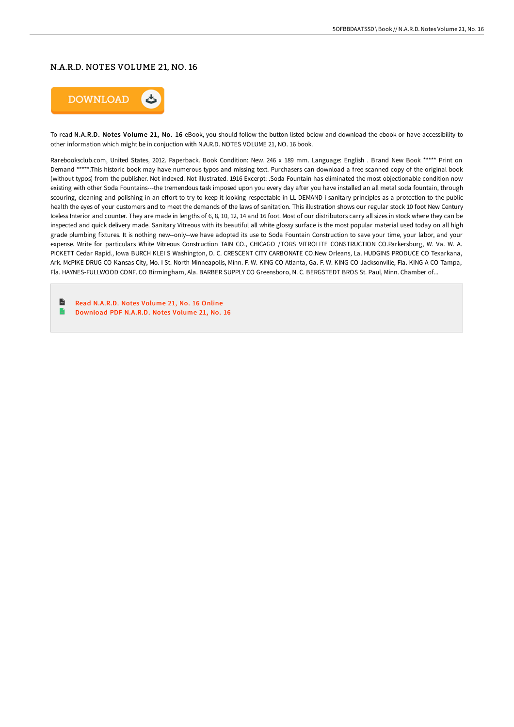# N.A.R.D. NOTES VOLUME 21, NO. 16

DOWNLOAD

To read **N.A.R.D. Notes Volume 21, No. 16** eBook, you should follow the button listed below and download the ebook or have accessibility to other information which might be in conjuction with N.A.R.D. NOTES VOLUME 21, NO. 16 book.

Rarebooksclub.com, United States, 2012. Paperback. Book Condition: New. 246 x 189 mm. Language: English . Brand New Book ***** Print on Demand *****.This historic book may have numerous typos and missing text. Purchasers can download a free scanned copy of the original book (without typos) from the publisher. Not indexed. Not illustrated. 1916 Excerpt: .Soda Fountain has eliminated the most objectionable condition now existing with other Soda Fountains---the tremendous task imposed upon you every day after you have installed an all metal soda fountain, through scouring, cleaning and polishing in an effort to try to keep it looking respectable in LL DEMAND i sanitary principles as a protection to the public health the eyes of your customers and to meet the demands of the laws of sanitation. This illustration shows our regular stock 10 foot New Century Iceless Interior and counter. They are made in lengths of 6, 8, 10, 12, 14 and 16 foot. Most of our distributors carry all sizes in stock where they can be inspected and quick delivery made. Sanitary Vitreous with its beautiful all white glossy surface is the most popular material used today on all high grade plumbing fixtures. It is nothing new--only--we have adopted its use to Soda Fountain Construction to save your time, your labor, and your expense. Write for particulars White Vitreous Construction TAIN CO., CHICAGO /TORS VITROLITE CONSTRUCTION CO.Parkersburg, W. Va. W. A. PICKETT Cedar Rapid., Iowa BURCH KLEI S Washington, D. C. CRESCENT CITY CARBONATE CO.New Orleans, La. HUDGINS PRODUCE CO Texarkana, Ark. McPIKE DRUG CO Kansas City, Mo. I St. North Minneapolis, Minn. F. W. KING CO Atlanta, Ga. F. W. KING CO Jacksonville, Fla. KING A CO Tampa, Fla. HAYNES-FULLWOOD CONF. CO Birmingham, Ala. BARBER SUPPLY CO Greensboro, N. C. BERGSTEDT BROS St. Paul, Minn. Chamber of...

- Read N.A.R.D. Notes Volume 21, No. 16 Online
- Download PDF N.A.R.D. Notes Volume 21, No. 16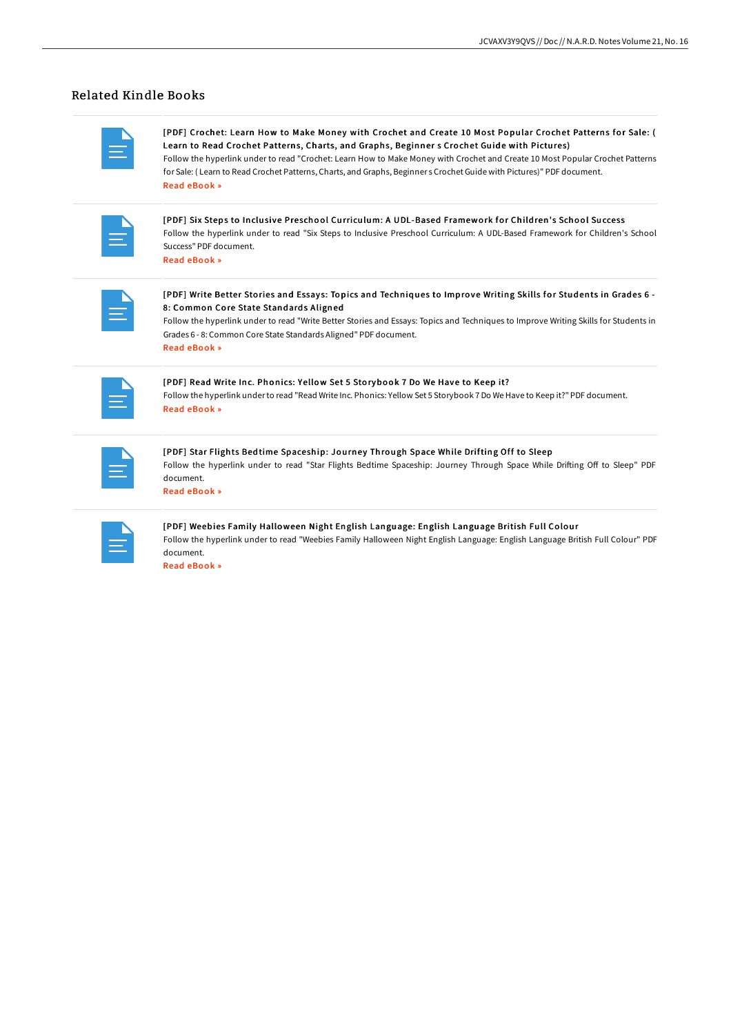## Related Kindle Books

[PDF] Crochet: Learn How to Make Money with Crochet and Create 10 Most Popular Crochet Patterns for Sale: ( Learn to Read Crochet Patterns, Charts, and Graphs, Beginner s Crochet Guide with Pictures)
Follow the hyperlink under to read "Crochet: Learn How to Make Money with Crochet and Create 10 Most Popular Crochet Patterns for Sale: ( Learn to Read Crochet Patterns, Charts, and Graphs, Beginner s Crochet Guide with Pictures)" PDF document.
Read eBook »

[PDF] Six Steps to Inclusive Preschool Curriculum: A UDL-Based Framework for Children's School Success
Follow the hyperlink under to read "Six Steps to Inclusive Preschool Curriculum: A UDL-Based Framework for Children's School Success" PDF document.
Read eBook »

[PDF] Write Better Stories and Essays: Topics and Techniques to Improve Writing Skills for Students in Grades 6 - 8: Common Core State Standards Aligned
Follow the hyperlink under to read "Write Better Stories and Essays: Topics and Techniques to Improve Writing Skills for Students in Grades 6 - 8: Common Core State Standards Aligned" PDF document.
Read eBook »

[PDF] Read Write Inc. Phonics: Yellow Set 5 Storybook 7 Do We Have to Keep it?
Follow the hyperlink under to read "Read Write Inc. Phonics: Yellow Set 5 Storybook 7 Do We Have to Keep it?" PDF document.
Read eBook »

[PDF] Star Flights Bedtime Spaceship: Journey Through Space While Drifting Off to Sleep
Follow the hyperlink under to read "Star Flights Bedtime Spaceship: Journey Through Space While Drifting Off to Sleep" PDF document.
Read eBook »

[PDF] Weebies Family Halloween Night English Language: English Language British Full Colour
Follow the hyperlink under to read "Weebies Family Halloween Night English Language: English Language British Full Colour" PDF document.
Read eBook »